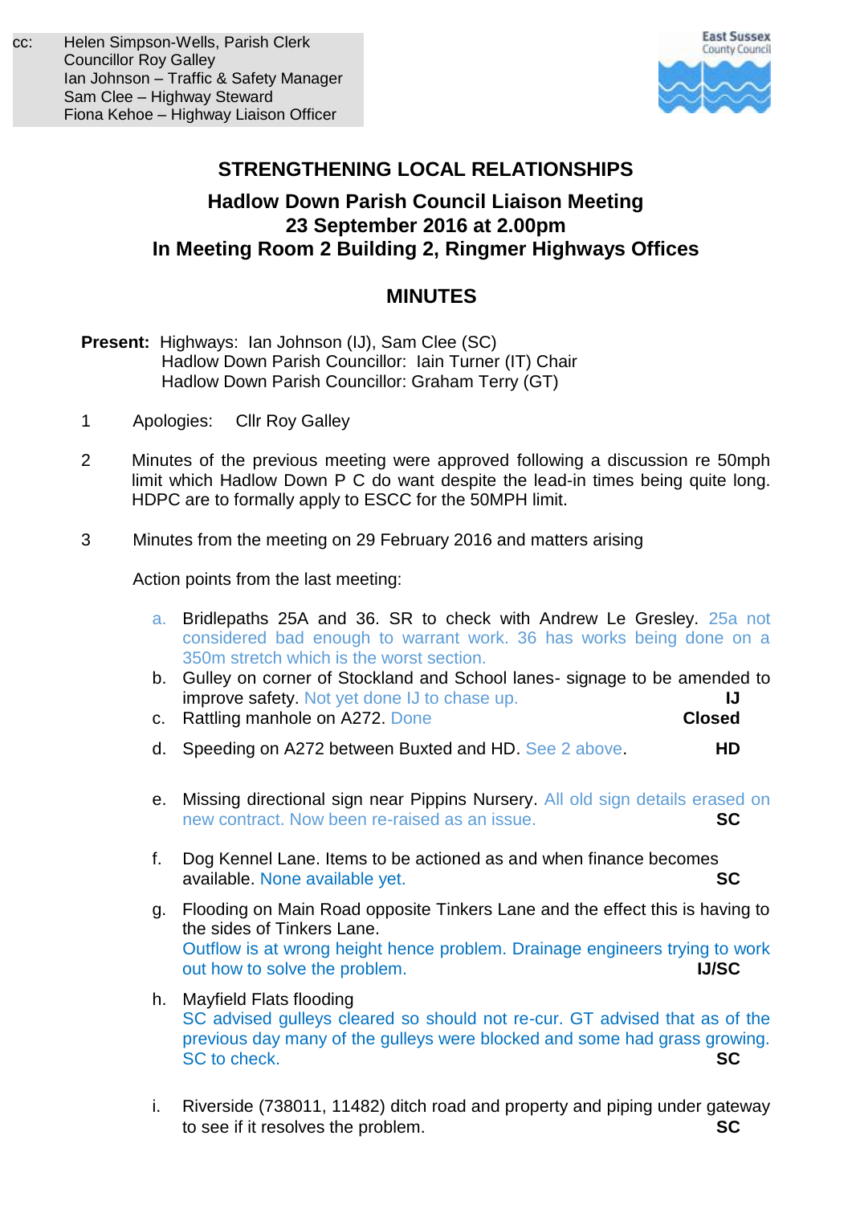cc: Helen Simpson-Wells, Parish Clerk
Councillor Roy Galley
Ian Johnson – Traffic & Safety Manager
Sam Clee – Highway Steward
Fiona Kehoe – Highway Liaison Officer

East Sussex County Council

# STRENGTHENING LOCAL RELATIONSHIPS

## Hadlow Down Parish Council Liaison Meeting
## 23 September 2016 at 2.00pm
## In Meeting Room 2 Building 2, Ringmer Highways Offices

## MINUTES

**Present:** Highways: Ian Johnson (IJ), Sam Clee (SC)
Hadlow Down Parish Councillor: Iain Turner (IT) Chair
Hadlow Down Parish Councillor: Graham Terry (GT)

1. Apologies: Cllr Roy Galley

2. Minutes of the previous meeting were approved following a discussion re 50mph limit which Hadlow Down P C do want despite the lead-in times being quite long. HDPC are to formally apply to ESCC for the 50MPH limit.

3. Minutes from the meeting on 29 February 2016 and matters arising

   Action points from the last meeting:

   a. Bridlepaths 25A and 36. SR to check with Andrew Le Gresley. 25a not considered bad enough to warrant work. 36 has works being done on a 350m stretch which is the worst section.
   b. Gulley on corner of Stockland and School lanes- signage to be amended to improve safety. Not yet done IJ to chase up. **IJ**
   c. Rattling manhole on A272. Done **Closed**
   d. Speeding on A272 between Buxted and HD. See 2 above. **HD**
   e. Missing directional sign near Pippins Nursery. All old sign details erased on new contract. Now been re-raised as an issue. **SC**
   f. Dog Kennel Lane. Items to be actioned as and when finance becomes available. None available yet. **SC**
   g. Flooding on Main Road opposite Tinkers Lane and the effect this is having to the sides of Tinkers Lane.
      Outflow is at wrong height hence problem. Drainage engineers trying to work out how to solve the problem. **IJ/SC**
   h. Mayfield Flats flooding
      SC advised gulleys cleared so should not re-cur. GT advised that as of the previous day many of the gulleys were blocked and some had grass growing. SC to check. **SC**
   i. Riverside (738011, 11482) ditch road and property and piping under gateway to see if it resolves the problem. **SC**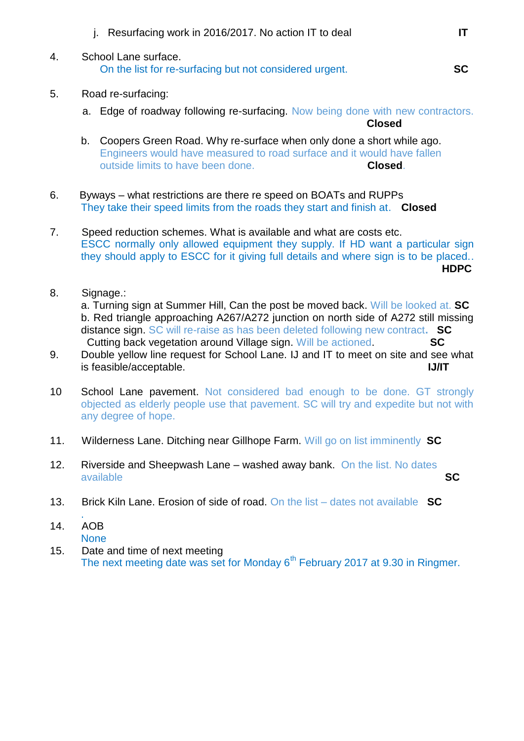j. Resurfacing work in 2016/2017. No action IT to deal **IT**

4. School Lane surface.
   On the list for re-surfacing but not considered urgent. **SC**

5. Road re-surfacing:
   a. Edge of roadway following re-surfacing. Now being done with new contractors. **Closed**
   b. Coopers Green Road. Why re-surface when only done a short while ago. Engineers would have measured to road surface and it would have fallen outside limits to have been done. **Closed**.

6. Byways – what restrictions are there re speed on BOATs and RUPPs
   They take their speed limits from the roads they start and finish at. **Closed**

7. Speed reduction schemes. What is available and what are costs etc.
   ESCC normally only allowed equipment they supply. If HD want a particular sign they should apply to ESCC for it giving full details and where sign is to be placed.. **HDPC**

8. Signage.:
   a. Turning sign at Summer Hill, Can the post be moved back. Will be looked at. **SC**
   b. Red triangle approaching A267/A272 junction on north side of A272 still missing distance sign. SC will re-raise as has been deleted following new contract. **SC**
   Cutting back vegetation around Village sign. Will be actioned. **SC**

9. Double yellow line request for School Lane. IJ and IT to meet on site and see what is feasible/acceptable. **IJ/IT**

10. School Lane pavement. Not considered bad enough to be done. GT strongly objected as elderly people use that pavement. SC will try and expedite but not with any degree of hope.

11. Wilderness Lane. Ditching near Gillhope Farm. Will go on list imminently **SC**

12. Riverside and Sheepwash Lane – washed away bank. On the list. No dates available **SC**

13. Brick Kiln Lane. Erosion of side of road. On the list – dates not available **SC**

14. AOB
    None

15. Date and time of next meeting
    The next meeting date was set for Monday 6th February 2017 at 9.30 in Ringmer.